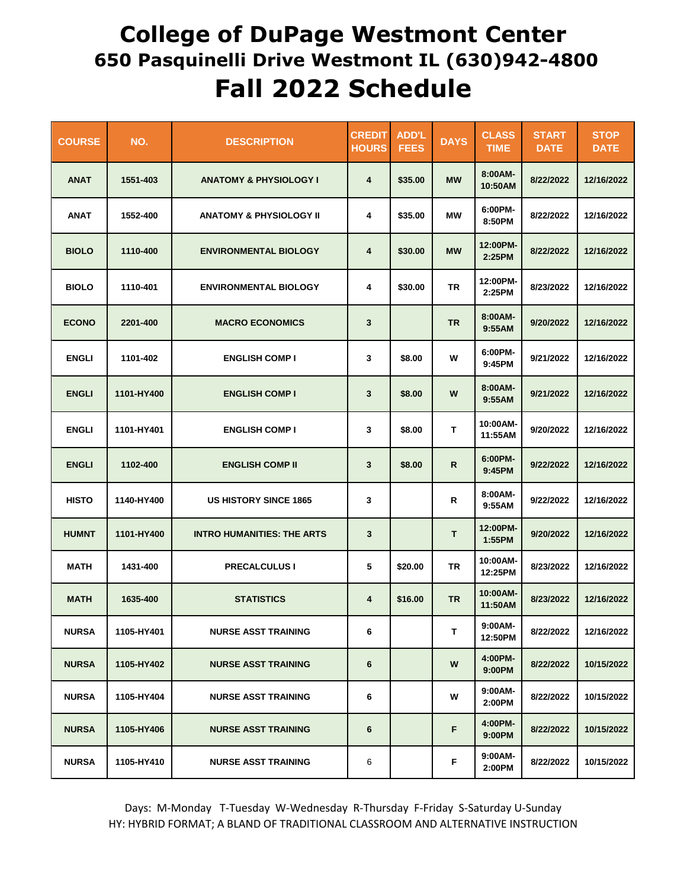# College of DuPage Westmont Center

## 650 Pasquinelli Drive Westmont IL (630)942-4800

# Fall 2022 Schedule

| COURSE | NO. | DESCRIPTION | CREDIT HOURS | ADD'L FEES | DAYS | CLASS TIME | START DATE | STOP DATE |
|---|---|---|---|---|---|---|---|---|
| ANAT | 1551-403 | ANATOMY & PHYSIOLOGY I | 4 | $35.00 | MW | 8:00AM-10:50AM | 8/22/2022 | 12/16/2022 |
| ANAT | 1552-400 | ANATOMY & PHYSIOLOGY II | 4 | $35.00 | MW | 6:00PM-8:50PM | 8/22/2022 | 12/16/2022 |
| BIOLO | 1110-400 | ENVIRONMENTAL BIOLOGY | 4 | $30.00 | MW | 12:00PM-2:25PM | 8/22/2022 | 12/16/2022 |
| BIOLO | 1110-401 | ENVIRONMENTAL BIOLOGY | 4 | $30.00 | TR | 12:00PM-2:25PM | 8/23/2022 | 12/16/2022 |
| ECONO | 2201-400 | MACRO ECONOMICS | 3 | | TR | 8:00AM-9:55AM | 9/20/2022 | 12/16/2022 |
| ENGLI | 1101-402 | ENGLISH COMP I | 3 | $8.00 | W | 6:00PM-9:45PM | 9/21/2022 | 12/16/2022 |
| ENGLI | 1101-HY400 | ENGLISH COMP I | 3 | $8.00 | W | 8:00AM-9:55AM | 9/21/2022 | 12/16/2022 |
| ENGLI | 1101-HY401 | ENGLISH COMP I | 3 | $8.00 | T | 10:00AM-11:55AM | 9/20/2022 | 12/16/2022 |
| ENGLI | 1102-400 | ENGLISH COMP II | 3 | $8.00 | R | 6:00PM-9:45PM | 9/22/2022 | 12/16/2022 |
| HISTO | 1140-HY400 | US HISTORY SINCE 1865 | 3 | | R | 8:00AM-9:55AM | 9/22/2022 | 12/16/2022 |
| HUMNT | 1101-HY400 | INTRO HUMANITIES: THE ARTS | 3 | | T | 12:00PM-1:55PM | 9/20/2022 | 12/16/2022 |
| MATH | 1431-400 | PRECALCULUS I | 5 | $20.00 | TR | 10:00AM-12:25PM | 8/23/2022 | 12/16/2022 |
| MATH | 1635-400 | STATISTICS | 4 | $16.00 | TR | 10:00AM-11:50AM | 8/23/2022 | 12/16/2022 |
| NURSA | 1105-HY401 | NURSE ASST TRAINING | 6 | | T | 9:00AM-12:50PM | 8/22/2022 | 12/16/2022 |
| NURSA | 1105-HY402 | NURSE ASST TRAINING | 6 | | W | 4:00PM-9:00PM | 8/22/2022 | 10/15/2022 |
| NURSA | 1105-HY404 | NURSE ASST TRAINING | 6 | | W | 9:00AM-2:00PM | 8/22/2022 | 10/15/2022 |
| NURSA | 1105-HY406 | NURSE ASST TRAINING | 6 | | F | 4:00PM-9:00PM | 8/22/2022 | 10/15/2022 |
| NURSA | 1105-HY410 | NURSE ASST TRAINING | 6 | | F | 9:00AM-2:00PM | 8/22/2022 | 10/15/2022 |

Days: M-Monday T-Tuesday W-Wednesday R-Thursday F-Friday S-Saturday U-Sunday
HY: HYBRID FORMAT; A BLAND OF TRADITIONAL CLASSROOM AND ALTERNATIVE INSTRUCTION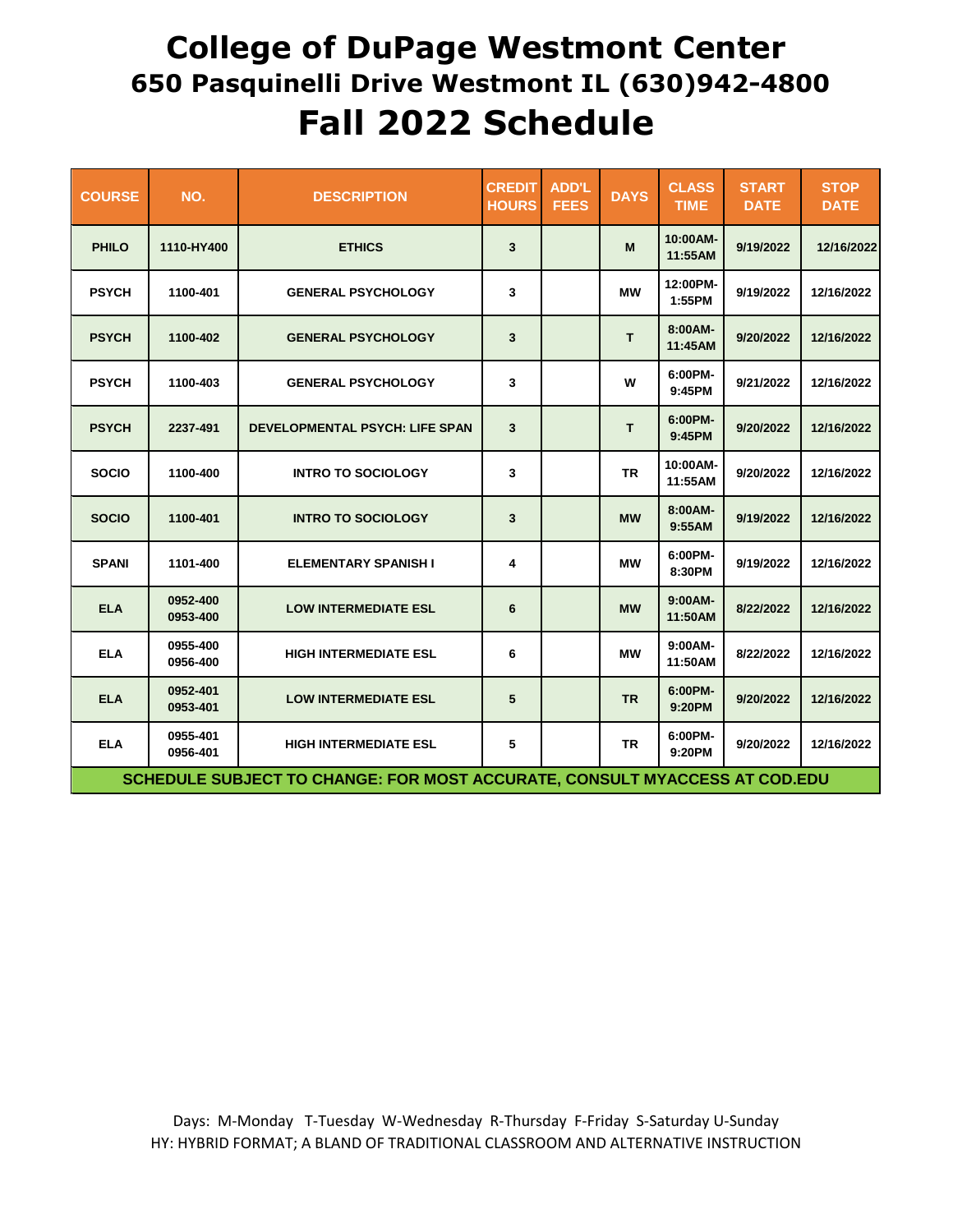# College of DuPage Westmont Center

## 650 Pasquinelli Drive Westmont IL (630)942-4800

# Fall 2022 Schedule

| COURSE | NO. | DESCRIPTION | CREDIT HOURS | ADD'L FEES | DAYS | CLASS TIME | START DATE | STOP DATE |
|---|---|---|---|---|---|---|---|---|
| PHILO | 1110-HY400 | ETHICS | 3 | | M | 10:00AM-11:55AM | 9/19/2022 | 12/16/2022 |
| PSYCH | 1100-401 | GENERAL PSYCHOLOGY | 3 | | MW | 12:00PM-1:55PM | 9/19/2022 | 12/16/2022 |
| PSYCH | 1100-402 | GENERAL PSYCHOLOGY | 3 | | T | 8:00AM-11:45AM | 9/20/2022 | 12/16/2022 |
| PSYCH | 1100-403 | GENERAL PSYCHOLOGY | 3 | | W | 6:00PM-9:45PM | 9/21/2022 | 12/16/2022 |
| PSYCH | 2237-491 | DEVELOPMENTAL PSYCH: LIFE SPAN | 3 | | T | 6:00PM-9:45PM | 9/20/2022 | 12/16/2022 |
| SOCIO | 1100-400 | INTRO TO SOCIOLOGY | 3 | | TR | 10:00AM-11:55AM | 9/20/2022 | 12/16/2022 |
| SOCIO | 1100-401 | INTRO TO SOCIOLOGY | 3 | | MW | 8:00AM-9:55AM | 9/19/2022 | 12/16/2022 |
| SPANI | 1101-400 | ELEMENTARY SPANISH I | 4 | | MW | 6:00PM-8:30PM | 9/19/2022 | 12/16/2022 |
| ELA | 0952-400 0953-400 | LOW INTERMEDIATE ESL | 6 | | MW | 9:00AM-11:50AM | 8/22/2022 | 12/16/2022 |
| ELA | 0955-400 0956-400 | HIGH INTERMEDIATE ESL | 6 | | MW | 9:00AM-11:50AM | 8/22/2022 | 12/16/2022 |
| ELA | 0952-401 0953-401 | LOW INTERMEDIATE ESL | 5 | | TR | 6:00PM-9:20PM | 9/20/2022 | 12/16/2022 |
| ELA | 0955-401 0956-401 | HIGH INTERMEDIATE ESL | 5 | | TR | 6:00PM-9:20PM | 9/20/2022 | 12/16/2022 |

**SCHEDULE SUBJECT TO CHANGE: FOR MOST ACCURATE, CONSULT MYACCESS AT COD.EDU**

Days: M-Monday T-Tuesday W-Wednesday R-Thursday F-Friday S-Saturday U-Sunday
HY: HYBRID FORMAT; A BLAND OF TRADITIONAL CLASSROOM AND ALTERNATIVE INSTRUCTION